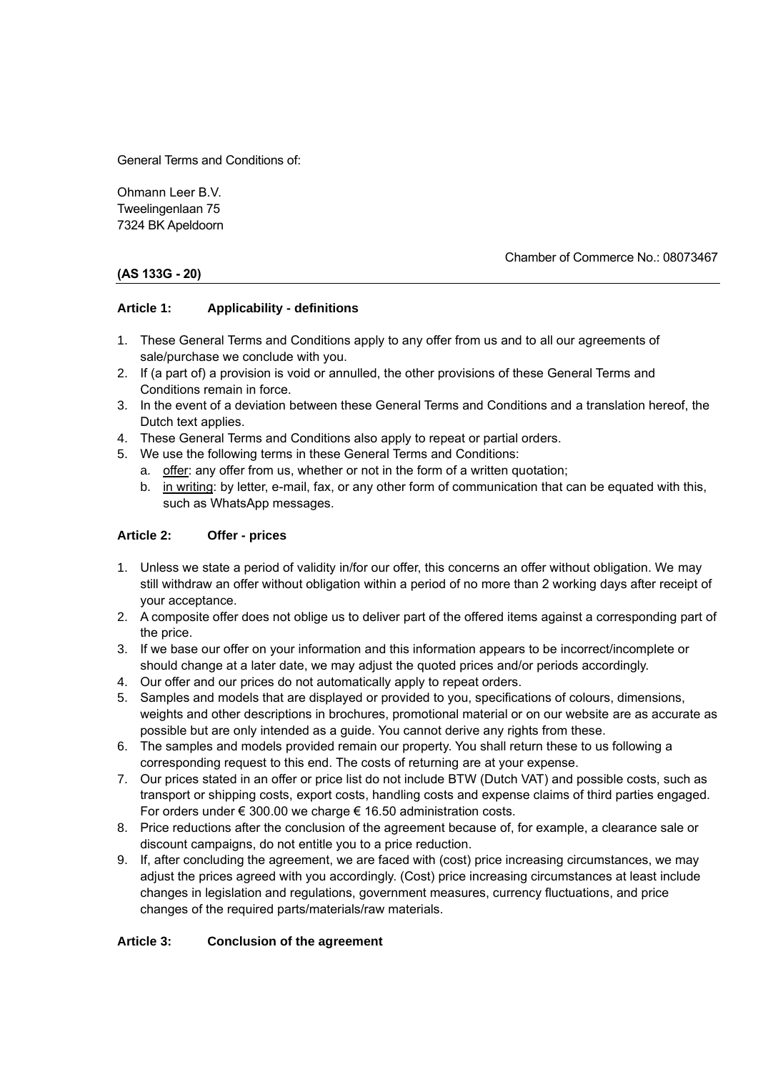General Terms and Conditions of:

Ohmann Leer B.V.
Tweelingenlaan 75
7324 BK Apeldoorn

Chamber of Commerce No.: 08073467

**(AS 133G - 20)**

### Article 1: Applicability - definitions

1. These General Terms and Conditions apply to any offer from us and to all our agreements of sale/purchase we conclude with you.
2. If (a part of) a provision is void or annulled, the other provisions of these General Terms and Conditions remain in force.
3. In the event of a deviation between these General Terms and Conditions and a translation hereof, the Dutch text applies.
4. These General Terms and Conditions also apply to repeat or partial orders.
5. We use the following terms in these General Terms and Conditions:
   a. offer: any offer from us, whether or not in the form of a written quotation;
   b. in writing: by letter, e-mail, fax, or any other form of communication that can be equated with this, such as WhatsApp messages.

### Article 2: Offer - prices

1. Unless we state a period of validity in/for our offer, this concerns an offer without obligation. We may still withdraw an offer without obligation within a period of no more than 2 working days after receipt of your acceptance.
2. A composite offer does not oblige us to deliver part of the offered items against a corresponding part of the price.
3. If we base our offer on your information and this information appears to be incorrect/incomplete or should change at a later date, we may adjust the quoted prices and/or periods accordingly.
4. Our offer and our prices do not automatically apply to repeat orders.
5. Samples and models that are displayed or provided to you, specifications of colours, dimensions, weights and other descriptions in brochures, promotional material or on our website are as accurate as possible but are only intended as a guide. You cannot derive any rights from these.
6. The samples and models provided remain our property. You shall return these to us following a corresponding request to this end. The costs of returning are at your expense.
7. Our prices stated in an offer or price list do not include BTW (Dutch VAT) and possible costs, such as transport or shipping costs, export costs, handling costs and expense claims of third parties engaged. For orders under € 300.00 we charge € 16.50 administration costs.
8. Price reductions after the conclusion of the agreement because of, for example, a clearance sale or discount campaigns, do not entitle you to a price reduction.
9. If, after concluding the agreement, we are faced with (cost) price increasing circumstances, we may adjust the prices agreed with you accordingly. (Cost) price increasing circumstances at least include changes in legislation and regulations, government measures, currency fluctuations, and price changes of the required parts/materials/raw materials.

### Article 3: Conclusion of the agreement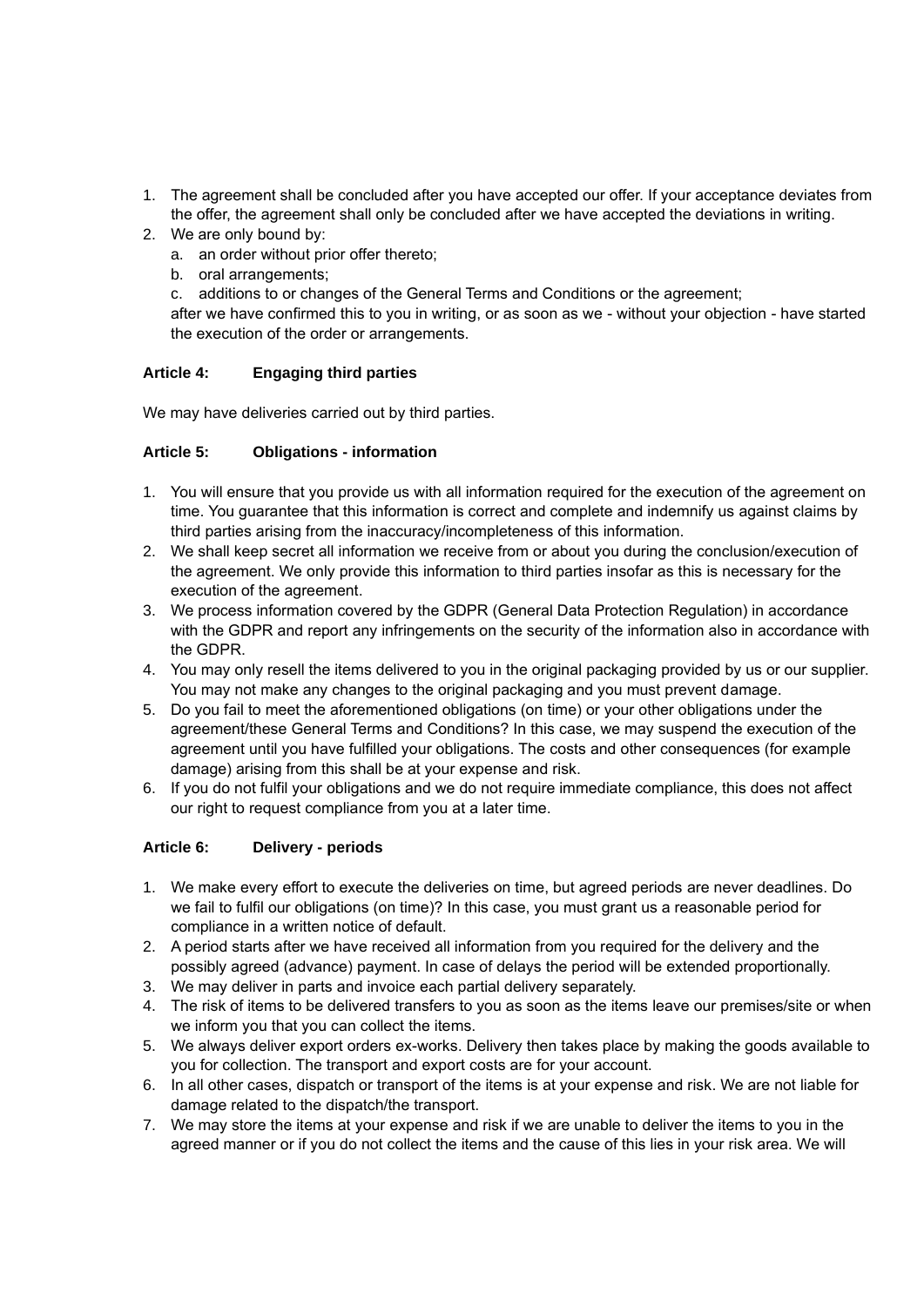1. The agreement shall be concluded after you have accepted our offer. If your acceptance deviates from the offer, the agreement shall only be concluded after we have accepted the deviations in writing.
2. We are only bound by:
   a. an order without prior offer thereto;
   b. oral arrangements;
   c. additions to or changes of the General Terms and Conditions or the agreement;

   after we have confirmed this to you in writing, or as soon as we - without your objection - have started the execution of the order or arrangements.

**Article 4: Engaging third parties**

We may have deliveries carried out by third parties.

**Article 5: Obligations - information**

1. You will ensure that you provide us with all information required for the execution of the agreement on time. You guarantee that this information is correct and complete and indemnify us against claims by third parties arising from the inaccuracy/incompleteness of this information.
2. We shall keep secret all information we receive from or about you during the conclusion/execution of the agreement. We only provide this information to third parties insofar as this is necessary for the execution of the agreement.
3. We process information covered by the GDPR (General Data Protection Regulation) in accordance with the GDPR and report any infringements on the security of the information also in accordance with the GDPR.
4. You may only resell the items delivered to you in the original packaging provided by us or our supplier. You may not make any changes to the original packaging and you must prevent damage.
5. Do you fail to meet the aforementioned obligations (on time) or your other obligations under the agreement/these General Terms and Conditions? In this case, we may suspend the execution of the agreement until you have fulfilled your obligations. The costs and other consequences (for example damage) arising from this shall be at your expense and risk.
6. If you do not fulfil your obligations and we do not require immediate compliance, this does not affect our right to request compliance from you at a later time.

**Article 6: Delivery - periods**

1. We make every effort to execute the deliveries on time, but agreed periods are never deadlines. Do we fail to fulfil our obligations (on time)? In this case, you must grant us a reasonable period for compliance in a written notice of default.
2. A period starts after we have received all information from you required for the delivery and the possibly agreed (advance) payment. In case of delays the period will be extended proportionally.
3. We may deliver in parts and invoice each partial delivery separately.
4. The risk of items to be delivered transfers to you as soon as the items leave our premises/site or when we inform you that you can collect the items.
5. We always deliver export orders ex-works. Delivery then takes place by making the goods available to you for collection. The transport and export costs are for your account.
6. In all other cases, dispatch or transport of the items is at your expense and risk. We are not liable for damage related to the dispatch/the transport.
7. We may store the items at your expense and risk if we are unable to deliver the items to you in the agreed manner or if you do not collect the items and the cause of this lies in your risk area. We will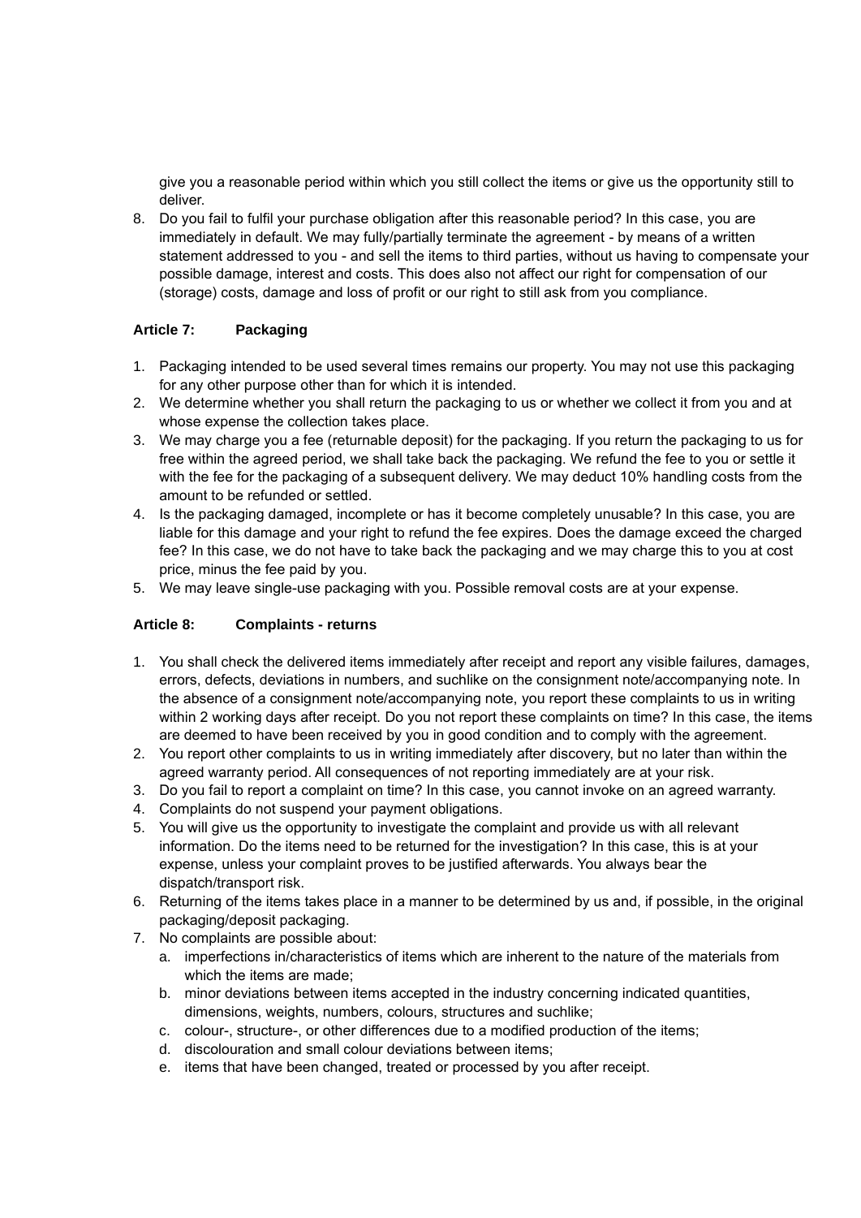give you a reasonable period within which you still collect the items or give us the opportunity still to deliver.

8. Do you fail to fulfil your purchase obligation after this reasonable period? In this case, you are immediately in default. We may fully/partially terminate the agreement - by means of a written statement addressed to you - and sell the items to third parties, without us having to compensate your possible damage, interest and costs. This does also not affect our right for compensation of our (storage) costs, damage and loss of profit or our right to still ask from you compliance.

### Article 7: Packaging

1. Packaging intended to be used several times remains our property. You may not use this packaging for any other purpose other than for which it is intended.
2. We determine whether you shall return the packaging to us or whether we collect it from you and at whose expense the collection takes place.
3. We may charge you a fee (returnable deposit) for the packaging. If you return the packaging to us for free within the agreed period, we shall take back the packaging. We refund the fee to you or settle it with the fee for the packaging of a subsequent delivery. We may deduct 10% handling costs from the amount to be refunded or settled.
4. Is the packaging damaged, incomplete or has it become completely unusable? In this case, you are liable for this damage and your right to refund the fee expires. Does the damage exceed the charged fee? In this case, we do not have to take back the packaging and we may charge this to you at cost price, minus the fee paid by you.
5. We may leave single-use packaging with you. Possible removal costs are at your expense.

### Article 8: Complaints - returns

1. You shall check the delivered items immediately after receipt and report any visible failures, damages, errors, defects, deviations in numbers, and suchlike on the consignment note/accompanying note. In the absence of a consignment note/accompanying note, you report these complaints to us in writing within 2 working days after receipt. Do you not report these complaints on time? In this case, the items are deemed to have been received by you in good condition and to comply with the agreement.
2. You report other complaints to us in writing immediately after discovery, but no later than within the agreed warranty period. All consequences of not reporting immediately are at your risk.
3. Do you fail to report a complaint on time? In this case, you cannot invoke on an agreed warranty.
4. Complaints do not suspend your payment obligations.
5. You will give us the opportunity to investigate the complaint and provide us with all relevant information. Do the items need to be returned for the investigation? In this case, this is at your expense, unless your complaint proves to be justified afterwards. You always bear the dispatch/transport risk.
6. Returning of the items takes place in a manner to be determined by us and, if possible, in the original packaging/deposit packaging.
7. No complaints are possible about:
   a. imperfections in/characteristics of items which are inherent to the nature of the materials from which the items are made;
   b. minor deviations between items accepted in the industry concerning indicated quantities, dimensions, weights, numbers, colours, structures and suchlike;
   c. colour-, structure-, or other differences due to a modified production of the items;
   d. discolouration and small colour deviations between items;
   e. items that have been changed, treated or processed by you after receipt.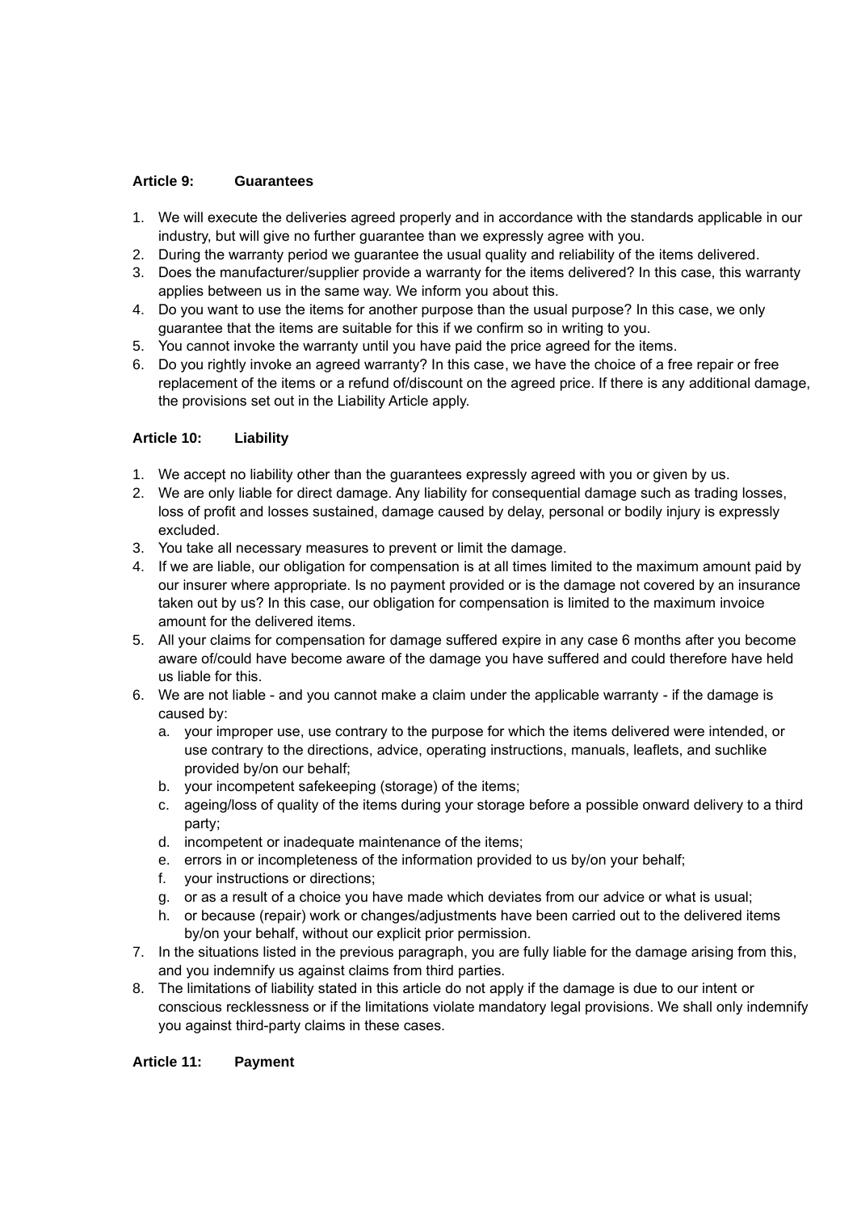### Article 9: Guarantees

1. We will execute the deliveries agreed properly and in accordance with the standards applicable in our industry, but will give no further guarantee than we expressly agree with you.
2. During the warranty period we guarantee the usual quality and reliability of the items delivered.
3. Does the manufacturer/supplier provide a warranty for the items delivered? In this case, this warranty applies between us in the same way. We inform you about this.
4. Do you want to use the items for another purpose than the usual purpose? In this case, we only guarantee that the items are suitable for this if we confirm so in writing to you.
5. You cannot invoke the warranty until you have paid the price agreed for the items.
6. Do you rightly invoke an agreed warranty? In this case, we have the choice of a free repair or free replacement of the items or a refund of/discount on the agreed price. If there is any additional damage, the provisions set out in the Liability Article apply.

### Article 10: Liability

1. We accept no liability other than the guarantees expressly agreed with you or given by us.
2. We are only liable for direct damage. Any liability for consequential damage such as trading losses, loss of profit and losses sustained, damage caused by delay, personal or bodily injury is expressly excluded.
3. You take all necessary measures to prevent or limit the damage.
4. If we are liable, our obligation for compensation is at all times limited to the maximum amount paid by our insurer where appropriate. Is no payment provided or is the damage not covered by an insurance taken out by us? In this case, our obligation for compensation is limited to the maximum invoice amount for the delivered items.
5. All your claims for compensation for damage suffered expire in any case 6 months after you become aware of/could have become aware of the damage you have suffered and could therefore have held us liable for this.
6. We are not liable - and you cannot make a claim under the applicable warranty - if the damage is caused by:
   a. your improper use, use contrary to the purpose for which the items delivered were intended, or use contrary to the directions, advice, operating instructions, manuals, leaflets, and suchlike provided by/on our behalf;
   b. your incompetent safekeeping (storage) of the items;
   c. ageing/loss of quality of the items during your storage before a possible onward delivery to a third party;
   d. incompetent or inadequate maintenance of the items;
   e. errors in or incompleteness of the information provided to us by/on your behalf;
   f. your instructions or directions;
   g. or as a result of a choice you have made which deviates from our advice or what is usual;
   h. or because (repair) work or changes/adjustments have been carried out to the delivered items by/on your behalf, without our explicit prior permission.
7. In the situations listed in the previous paragraph, you are fully liable for the damage arising from this, and you indemnify us against claims from third parties.
8. The limitations of liability stated in this article do not apply if the damage is due to our intent or conscious recklessness or if the limitations violate mandatory legal provisions. We shall only indemnify you against third-party claims in these cases.

### Article 11: Payment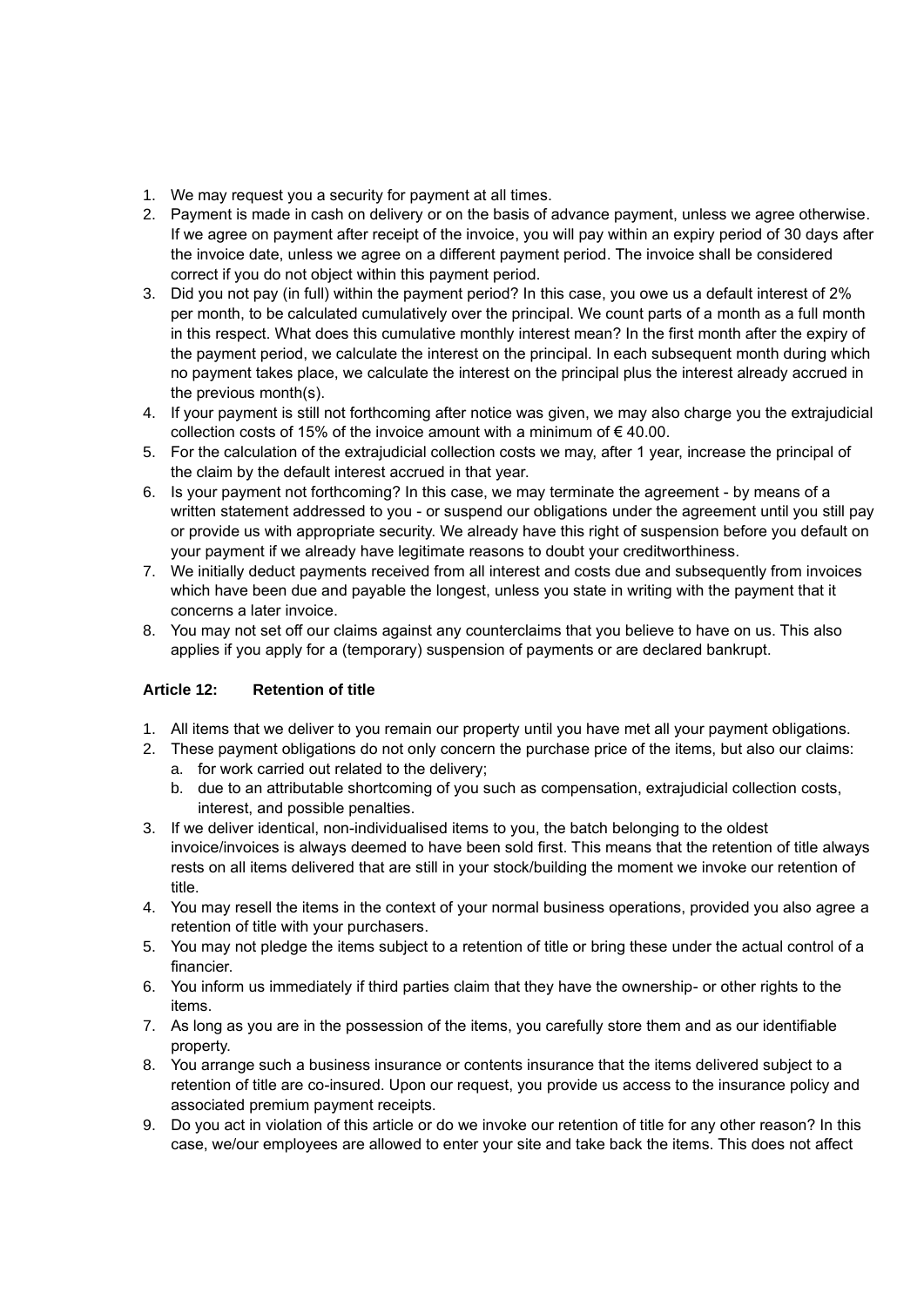1. We may request you a security for payment at all times.
2. Payment is made in cash on delivery or on the basis of advance payment, unless we agree otherwise. If we agree on payment after receipt of the invoice, you will pay within an expiry period of 30 days after the invoice date, unless we agree on a different payment period. The invoice shall be considered correct if you do not object within this payment period.
3. Did you not pay (in full) within the payment period? In this case, you owe us a default interest of 2% per month, to be calculated cumulatively over the principal. We count parts of a month as a full month in this respect. What does this cumulative monthly interest mean? In the first month after the expiry of the payment period, we calculate the interest on the principal. In each subsequent month during which no payment takes place, we calculate the interest on the principal plus the interest already accrued in the previous month(s).
4. If your payment is still not forthcoming after notice was given, we may also charge you the extrajudicial collection costs of 15% of the invoice amount with a minimum of € 40.00.
5. For the calculation of the extrajudicial collection costs we may, after 1 year, increase the principal of the claim by the default interest accrued in that year.
6. Is your payment not forthcoming? In this case, we may terminate the agreement - by means of a written statement addressed to you - or suspend our obligations under the agreement until you still pay or provide us with appropriate security. We already have this right of suspension before you default on your payment if we already have legitimate reasons to doubt your creditworthiness.
7. We initially deduct payments received from all interest and costs due and subsequently from invoices which have been due and payable the longest, unless you state in writing with the payment that it concerns a later invoice.
8. You may not set off our claims against any counterclaims that you believe to have on us. This also applies if you apply for a (temporary) suspension of payments or are declared bankrupt.

### Article 12: Retention of title

1. All items that we deliver to you remain our property until you have met all your payment obligations.
2. These payment obligations do not only concern the purchase price of the items, but also our claims:
   a. for work carried out related to the delivery;
   b. due to an attributable shortcoming of you such as compensation, extrajudicial collection costs, interest, and possible penalties.
3. If we deliver identical, non-individualised items to you, the batch belonging to the oldest invoice/invoices is always deemed to have been sold first. This means that the retention of title always rests on all items delivered that are still in your stock/building the moment we invoke our retention of title.
4. You may resell the items in the context of your normal business operations, provided you also agree a retention of title with your purchasers.
5. You may not pledge the items subject to a retention of title or bring these under the actual control of a financier.
6. You inform us immediately if third parties claim that they have the ownership- or other rights to the items.
7. As long as you are in the possession of the items, you carefully store them and as our identifiable property.
8. You arrange such a business insurance or contents insurance that the items delivered subject to a retention of title are co-insured. Upon our request, you provide us access to the insurance policy and associated premium payment receipts.
9. Do you act in violation of this article or do we invoke our retention of title for any other reason? In this case, we/our employees are allowed to enter your site and take back the items. This does not affect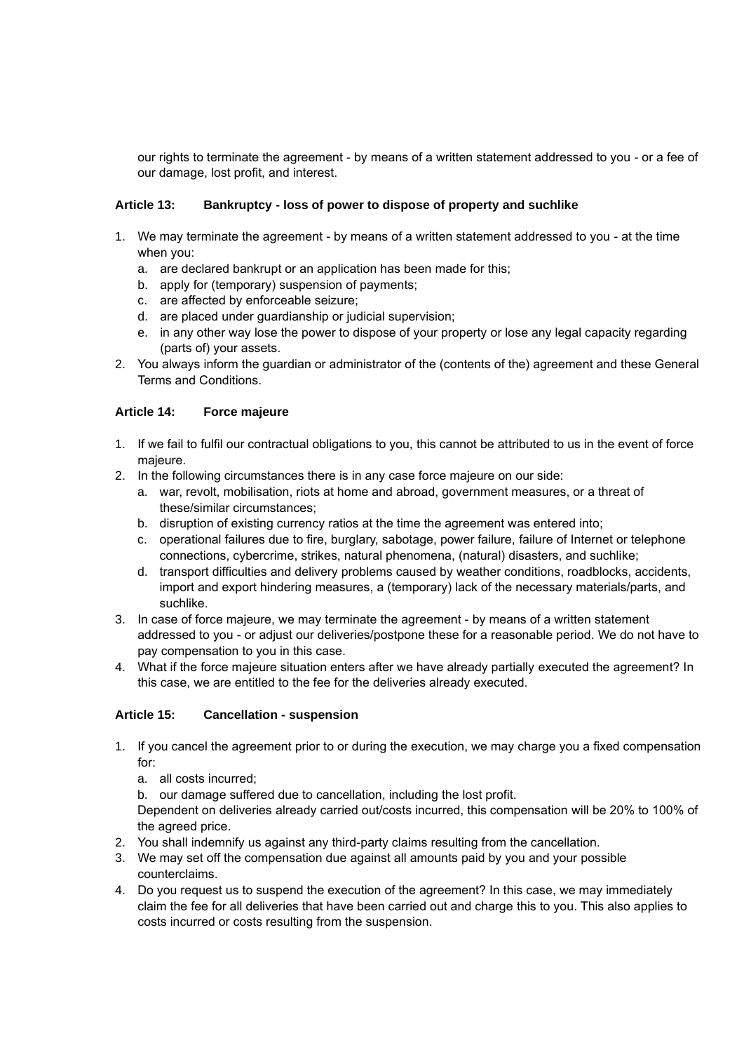our rights to terminate the agreement - by means of a written statement addressed to you - or a fee of our damage, lost profit, and interest.

**Article 13: Bankruptcy - loss of power to dispose of property and suchlike**

1. We may terminate the agreement - by means of a written statement addressed to you - at the time when you:
   a. are declared bankrupt or an application has been made for this;
   b. apply for (temporary) suspension of payments;
   c. are affected by enforceable seizure;
   d. are placed under guardianship or judicial supervision;
   e. in any other way lose the power to dispose of your property or lose any legal capacity regarding (parts of) your assets.
2. You always inform the guardian or administrator of the (contents of the) agreement and these General Terms and Conditions.

**Article 14: Force majeure**

1. If we fail to fulfil our contractual obligations to you, this cannot be attributed to us in the event of force majeure.
2. In the following circumstances there is in any case force majeure on our side:
   a. war, revolt, mobilisation, riots at home and abroad, government measures, or a threat of these/similar circumstances;
   b. disruption of existing currency ratios at the time the agreement was entered into;
   c. operational failures due to fire, burglary, sabotage, power failure, failure of Internet or telephone connections, cybercrime, strikes, natural phenomena, (natural) disasters, and suchlike;
   d. transport difficulties and delivery problems caused by weather conditions, roadblocks, accidents, import and export hindering measures, a (temporary) lack of the necessary materials/parts, and suchlike.
3. In case of force majeure, we may terminate the agreement - by means of a written statement addressed to you - or adjust our deliveries/postpone these for a reasonable period. We do not have to pay compensation to you in this case.
4. What if the force majeure situation enters after we have already partially executed the agreement? In this case, we are entitled to the fee for the deliveries already executed.

**Article 15: Cancellation - suspension**

1. If you cancel the agreement prior to or during the execution, we may charge you a fixed compensation for:
   a. all costs incurred;
   b. our damage suffered due to cancellation, including the lost profit.

   Dependent on deliveries already carried out/costs incurred, this compensation will be 20% to 100% of the agreed price.
2. You shall indemnify us against any third-party claims resulting from the cancellation.
3. We may set off the compensation due against all amounts paid by you and your possible counterclaims.
4. Do you request us to suspend the execution of the agreement? In this case, we may immediately claim the fee for all deliveries that have been carried out and charge this to you. This also applies to costs incurred or costs resulting from the suspension.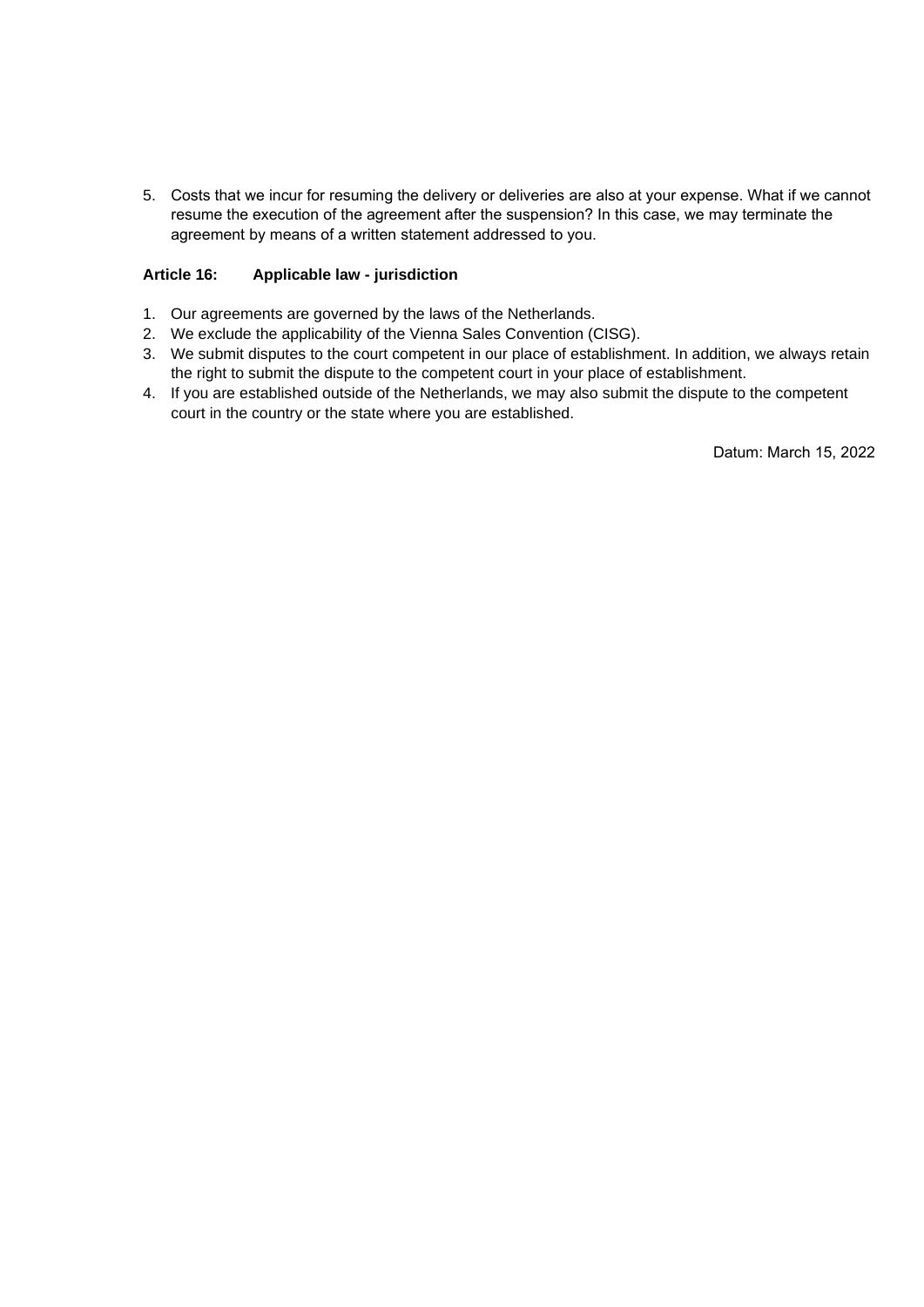5. Costs that we incur for resuming the delivery or deliveries are also at your expense. What if we cannot resume the execution of the agreement after the suspension? In this case, we may terminate the agreement by means of a written statement addressed to you.

**Article 16: Applicable law - jurisdiction**

1. Our agreements are governed by the laws of the Netherlands.
2. We exclude the applicability of the Vienna Sales Convention (CISG).
3. We submit disputes to the court competent in our place of establishment. In addition, we always retain the right to submit the dispute to the competent court in your place of establishment.
4. If you are established outside of the Netherlands, we may also submit the dispute to the competent court in the country or the state where you are established.

Datum: March 15, 2022